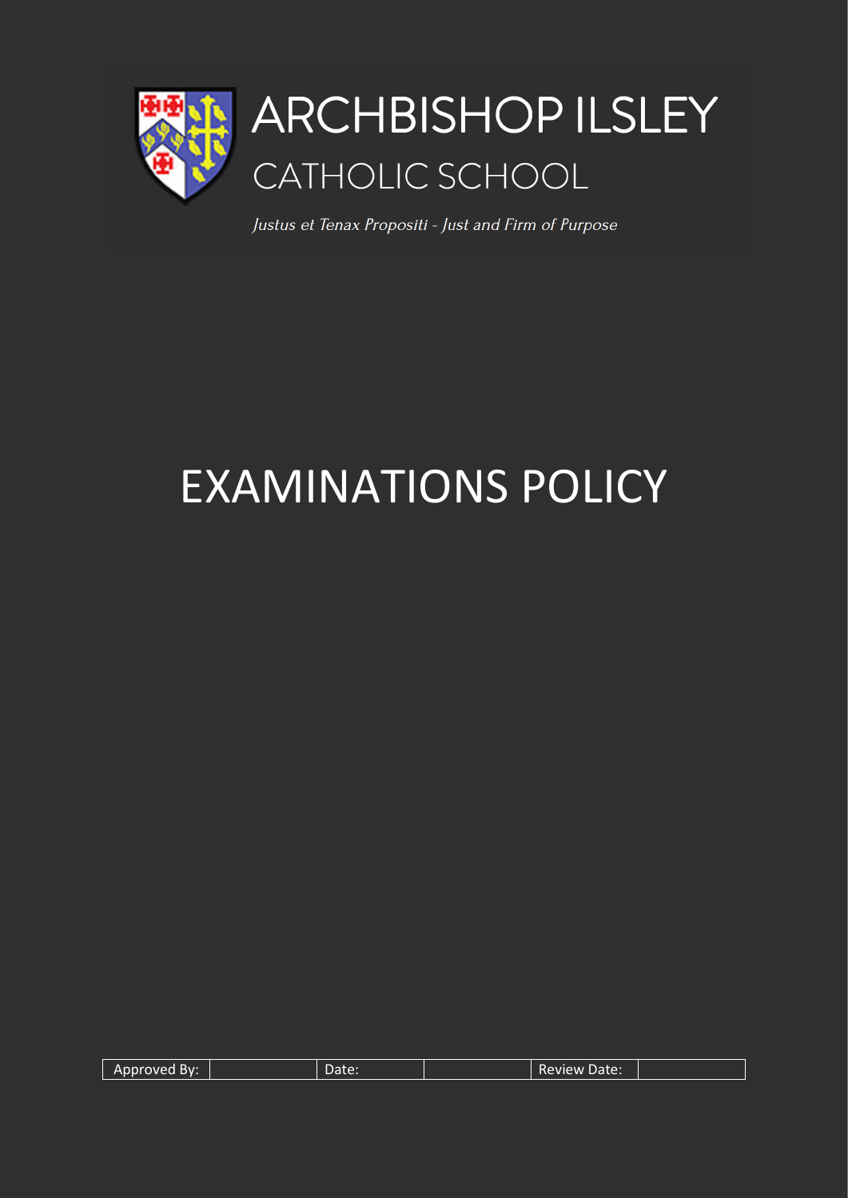# ARCHBISHOP ILSLEY CATHOLIC SCHOOL

*Justus et Tenax Propositi - Just and Firm of Purpose*

# EXAMINATIONS POLICY

| Approved By: | | Date: | | Review Date: | |
|---|---|---|---|---|---|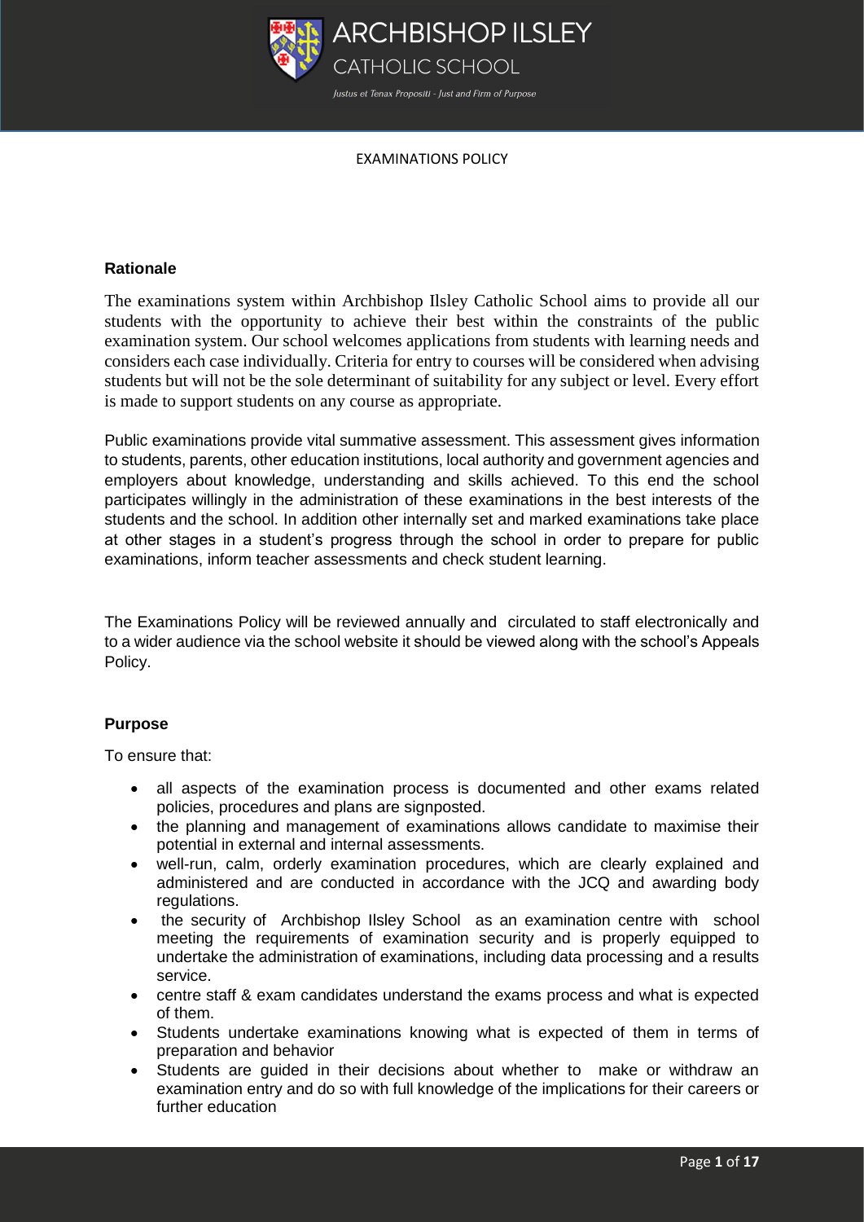EXAMINATIONS POLICY

### Rationale

The examinations system within Archbishop Ilsley Catholic School aims to provide all our students with the opportunity to achieve their best within the constraints of the public examination system. Our school welcomes applications from students with learning needs and considers each case individually. Criteria for entry to courses will be considered when advising students but will not be the sole determinant of suitability for any subject or level. Every effort is made to support students on any course as appropriate.

Public examinations provide vital summative assessment. This assessment gives information to students, parents, other education institutions, local authority and government agencies and employers about knowledge, understanding and skills achieved. To this end the school participates willingly in the administration of these examinations in the best interests of the students and the school. In addition other internally set and marked examinations take place at other stages in a student's progress through the school in order to prepare for public examinations, inform teacher assessments and check student learning.

The Examinations Policy will be reviewed annually and circulated to staff electronically and to a wider audience via the school website it should be viewed along with the school's Appeals Policy.

### Purpose

To ensure that:

- all aspects of the examination process is documented and other exams related policies, procedures and plans are signposted.
- the planning and management of examinations allows candidate to maximise their potential in external and internal assessments.
- well-run, calm, orderly examination procedures, which are clearly explained and administered and are conducted in accordance with the JCQ and awarding body regulations.
- the security of Archbishop Ilsley School as an examination centre with school meeting the requirements of examination security and is properly equipped to undertake the administration of examinations, including data processing and a results service.
- centre staff & exam candidates understand the exams process and what is expected of them.
- Students undertake examinations knowing what is expected of them in terms of preparation and behavior
- Students are guided in their decisions about whether to make or withdraw an examination entry and do so with full knowledge of the implications for their careers or further education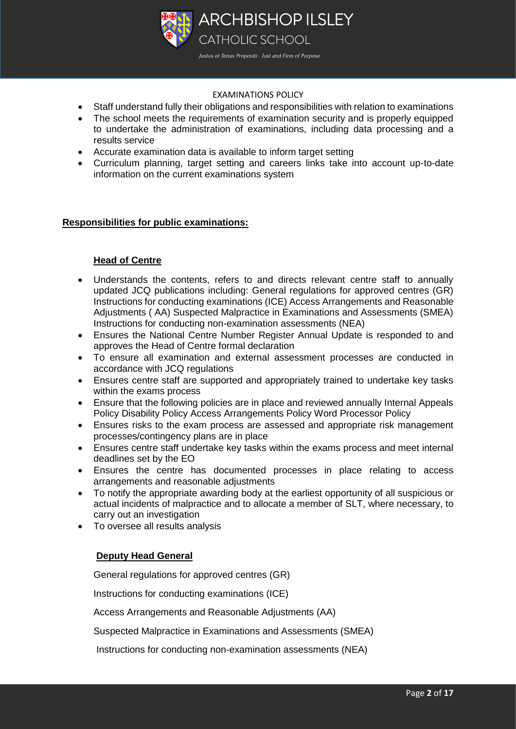EXAMINATIONS POLICY

- Staff understand fully their obligations and responsibilities with relation to examinations
- The school meets the requirements of examination security and is properly equipped to undertake the administration of examinations, including data processing and a results service
- Accurate examination data is available to inform target setting
- Curriculum planning, target setting and careers links take into account up-to-date information on the current examinations system

## Responsibilities for public examinations:

### Head of Centre

- Understands the contents, refers to and directs relevant centre staff to annually updated JCQ publications including: General regulations for approved centres (GR) Instructions for conducting examinations (ICE) Access Arrangements and Reasonable Adjustments ( AA) Suspected Malpractice in Examinations and Assessments (SMEA) Instructions for conducting non-examination assessments (NEA)
- Ensures the National Centre Number Register Annual Update is responded to and approves the Head of Centre formal declaration
- To ensure all examination and external assessment processes are conducted in accordance with JCQ regulations
- Ensures centre staff are supported and appropriately trained to undertake key tasks within the exams process
- Ensure that the following policies are in place and reviewed annually Internal Appeals Policy Disability Policy Access Arrangements Policy Word Processor Policy
- Ensures risks to the exam process are assessed and appropriate risk management processes/contingency plans are in place
- Ensures centre staff undertake key tasks within the exams process and meet internal deadlines set by the EO
- Ensures the centre has documented processes in place relating to access arrangements and reasonable adjustments
- To notify the appropriate awarding body at the earliest opportunity of all suspicious or actual incidents of malpractice and to allocate a member of SLT, where necessary, to carry out an investigation
- To oversee all results analysis

### Deputy Head General

General regulations for approved centres (GR)

Instructions for conducting examinations (ICE)

Access Arrangements and Reasonable Adjustments (AA)

Suspected Malpractice in Examinations and Assessments (SMEA)

Instructions for conducting non-examination assessments (NEA)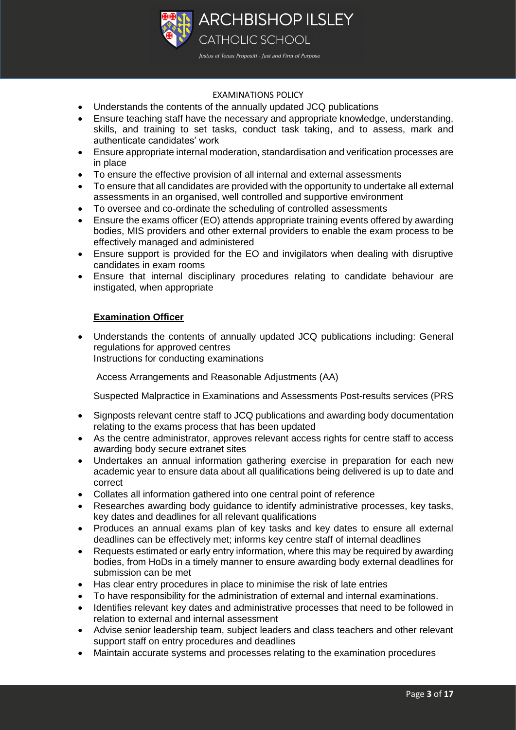EXAMINATIONS POLICY

- Understands the contents of the annually updated JCQ publications
- Ensure teaching staff have the necessary and appropriate knowledge, understanding, skills, and training to set tasks, conduct task taking, and to assess, mark and authenticate candidates' work
- Ensure appropriate internal moderation, standardisation and verification processes are in place
- To ensure the effective provision of all internal and external assessments
- To ensure that all candidates are provided with the opportunity to undertake all external assessments in an organised, well controlled and supportive environment
- To oversee and co-ordinate the scheduling of controlled assessments
- Ensure the exams officer (EO) attends appropriate training events offered by awarding bodies, MIS providers and other external providers to enable the exam process to be effectively managed and administered
- Ensure support is provided for the EO and invigilators when dealing with disruptive candidates in exam rooms
- Ensure that internal disciplinary procedures relating to candidate behaviour are instigated, when appropriate

**Examination Officer**

- Understands the contents of annually updated JCQ publications including: General regulations for approved centres
  Instructions for conducting examinations

  Access Arrangements and Reasonable Adjustments (AA)

  Suspected Malpractice in Examinations and Assessments Post-results services (PRS

- Signposts relevant centre staff to JCQ publications and awarding body documentation relating to the exams process that has been updated
- As the centre administrator, approves relevant access rights for centre staff to access awarding body secure extranet sites
- Undertakes an annual information gathering exercise in preparation for each new academic year to ensure data about all qualifications being delivered is up to date and correct
- Collates all information gathered into one central point of reference
- Researches awarding body guidance to identify administrative processes, key tasks, key dates and deadlines for all relevant qualifications
- Produces an annual exams plan of key tasks and key dates to ensure all external deadlines can be effectively met; informs key centre staff of internal deadlines
- Requests estimated or early entry information, where this may be required by awarding bodies, from HoDs in a timely manner to ensure awarding body external deadlines for submission can be met
- Has clear entry procedures in place to minimise the risk of late entries
- To have responsibility for the administration of external and internal examinations.
- Identifies relevant key dates and administrative processes that need to be followed in relation to external and internal assessment
- Advise senior leadership team, subject leaders and class teachers and other relevant support staff on entry procedures and deadlines
- Maintain accurate systems and processes relating to the examination procedures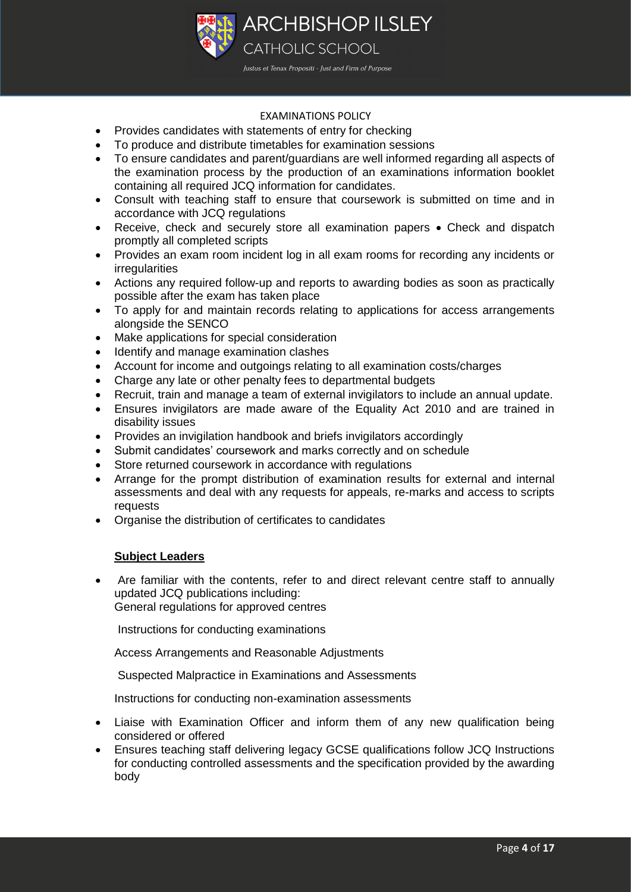- Provides candidates with statements of entry for checking
- To produce and distribute timetables for examination sessions
- To ensure candidates and parent/guardians are well informed regarding all aspects of the examination process by the production of an examinations information booklet containing all required JCQ information for candidates.
- Consult with teaching staff to ensure that coursework is submitted on time and in accordance with JCQ regulations
- Receive, check and securely store all examination papers • Check and dispatch promptly all completed scripts
- Provides an exam room incident log in all exam rooms for recording any incidents or irregularities
- Actions any required follow-up and reports to awarding bodies as soon as practically possible after the exam has taken place
- To apply for and maintain records relating to applications for access arrangements alongside the SENCO
- Make applications for special consideration
- Identify and manage examination clashes
- Account for income and outgoings relating to all examination costs/charges
- Charge any late or other penalty fees to departmental budgets
- Recruit, train and manage a team of external invigilators to include an annual update.
- Ensures invigilators are made aware of the Equality Act 2010 and are trained in disability issues
- Provides an invigilation handbook and briefs invigilators accordingly
- Submit candidates' coursework and marks correctly and on schedule
- Store returned coursework in accordance with regulations
- Arrange for the prompt distribution of examination results for external and internal assessments and deal with any requests for appeals, re-marks and access to scripts requests
- Organise the distribution of certificates to candidates

**Subject Leaders**

- Are familiar with the contents, refer to and direct relevant centre staff to annually updated JCQ publications including:
  General regulations for approved centres

  Instructions for conducting examinations

  Access Arrangements and Reasonable Adjustments

  Suspected Malpractice in Examinations and Assessments

  Instructions for conducting non-examination assessments
- Liaise with Examination Officer and inform them of any new qualification being considered or offered
- Ensures teaching staff delivering legacy GCSE qualifications follow JCQ Instructions for conducting controlled assessments and the specification provided by the awarding body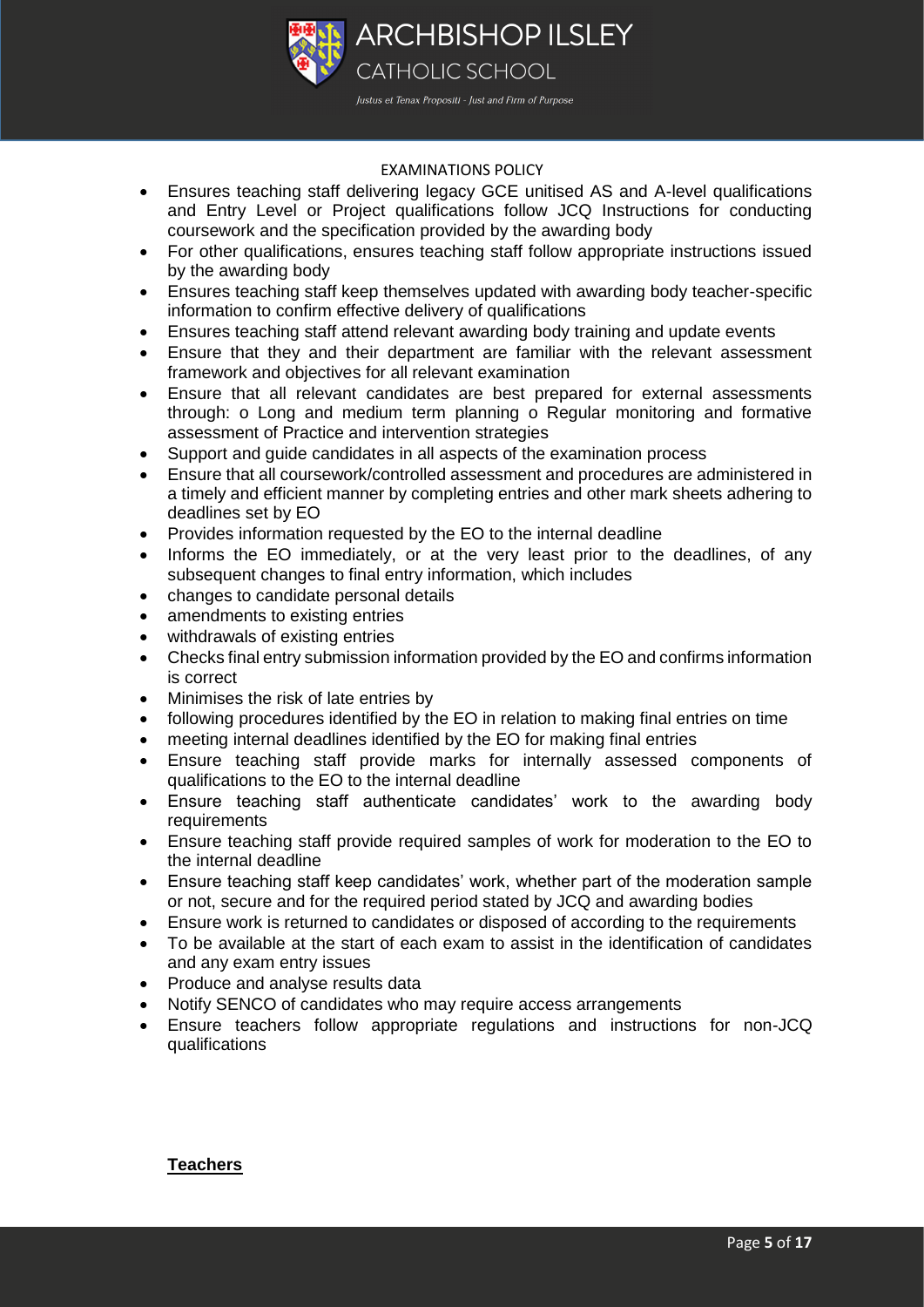- Ensures teaching staff delivering legacy GCE unitised AS and A-level qualifications and Entry Level or Project qualifications follow JCQ Instructions for conducting coursework and the specification provided by the awarding body
- For other qualifications, ensures teaching staff follow appropriate instructions issued by the awarding body
- Ensures teaching staff keep themselves updated with awarding body teacher-specific information to confirm effective delivery of qualifications
- Ensures teaching staff attend relevant awarding body training and update events
- Ensure that they and their department are familiar with the relevant assessment framework and objectives for all relevant examination
- Ensure that all relevant candidates are best prepared for external assessments through: o Long and medium term planning o Regular monitoring and formative assessment of Practice and intervention strategies
- Support and guide candidates in all aspects of the examination process
- Ensure that all coursework/controlled assessment and procedures are administered in a timely and efficient manner by completing entries and other mark sheets adhering to deadlines set by EO
- Provides information requested by the EO to the internal deadline
- Informs the EO immediately, or at the very least prior to the deadlines, of any subsequent changes to final entry information, which includes
- changes to candidate personal details
- amendments to existing entries
- withdrawals of existing entries
- Checks final entry submission information provided by the EO and confirms information is correct
- Minimises the risk of late entries by
- following procedures identified by the EO in relation to making final entries on time
- meeting internal deadlines identified by the EO for making final entries
- Ensure teaching staff provide marks for internally assessed components of qualifications to the EO to the internal deadline
- Ensure teaching staff authenticate candidates' work to the awarding body requirements
- Ensure teaching staff provide required samples of work for moderation to the EO to the internal deadline
- Ensure teaching staff keep candidates' work, whether part of the moderation sample or not, secure and for the required period stated by JCQ and awarding bodies
- Ensure work is returned to candidates or disposed of according to the requirements
- To be available at the start of each exam to assist in the identification of candidates and any exam entry issues
- Produce and analyse results data
- Notify SENCO of candidates who may require access arrangements
- Ensure teachers follow appropriate regulations and instructions for non-JCQ qualifications

**Teachers**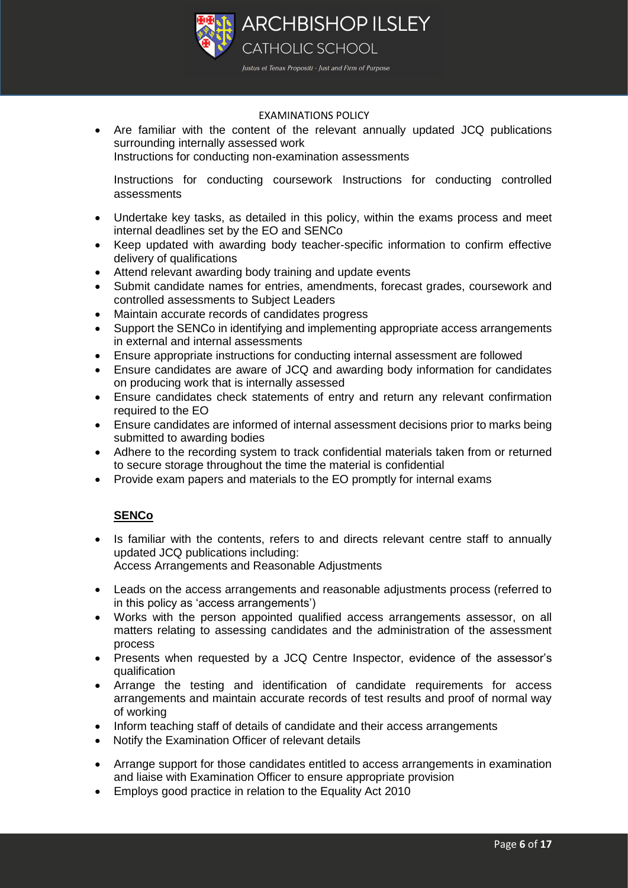- Are familiar with the content of the relevant annually updated JCQ publications surrounding internally assessed work
  Instructions for conducting non-examination assessments

  Instructions for conducting coursework Instructions for conducting controlled assessments

- Undertake key tasks, as detailed in this policy, within the exams process and meet internal deadlines set by the EO and SENCo
- Keep updated with awarding body teacher-specific information to confirm effective delivery of qualifications
- Attend relevant awarding body training and update events
- Submit candidate names for entries, amendments, forecast grades, coursework and controlled assessments to Subject Leaders
- Maintain accurate records of candidates progress
- Support the SENCo in identifying and implementing appropriate access arrangements in external and internal assessments
- Ensure appropriate instructions for conducting internal assessment are followed
- Ensure candidates are aware of JCQ and awarding body information for candidates on producing work that is internally assessed
- Ensure candidates check statements of entry and return any relevant confirmation required to the EO
- Ensure candidates are informed of internal assessment decisions prior to marks being submitted to awarding bodies
- Adhere to the recording system to track confidential materials taken from or returned to secure storage throughout the time the material is confidential
- Provide exam papers and materials to the EO promptly for internal exams

**SENCo**

- Is familiar with the contents, refers to and directs relevant centre staff to annually updated JCQ publications including:
  Access Arrangements and Reasonable Adjustments

- Leads on the access arrangements and reasonable adjustments process (referred to in this policy as 'access arrangements')
- Works with the person appointed qualified access arrangements assessor, on all matters relating to assessing candidates and the administration of the assessment process
- Presents when requested by a JCQ Centre Inspector, evidence of the assessor's qualification
- Arrange the testing and identification of candidate requirements for access arrangements and maintain accurate records of test results and proof of normal way of working
- Inform teaching staff of details of candidate and their access arrangements
- Notify the Examination Officer of relevant details
- Arrange support for those candidates entitled to access arrangements in examination and liaise with Examination Officer to ensure appropriate provision
- Employs good practice in relation to the Equality Act 2010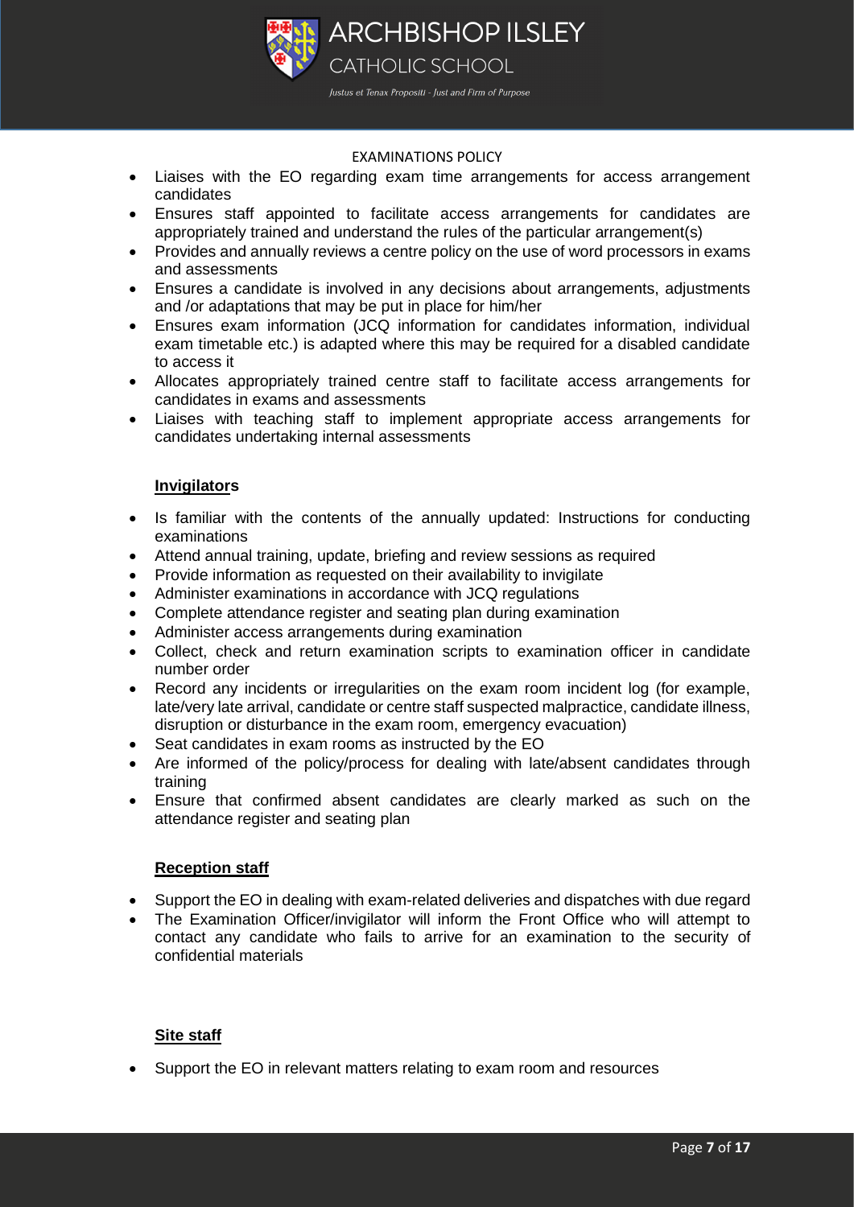- Liaises with the EO regarding exam time arrangements for access arrangement candidates
- Ensures staff appointed to facilitate access arrangements for candidates are appropriately trained and understand the rules of the particular arrangement(s)
- Provides and annually reviews a centre policy on the use of word processors in exams and assessments
- Ensures a candidate is involved in any decisions about arrangements, adjustments and /or adaptations that may be put in place for him/her
- Ensures exam information (JCQ information for candidates information, individual exam timetable etc.) is adapted where this may be required for a disabled candidate to access it
- Allocates appropriately trained centre staff to facilitate access arrangements for candidates in exams and assessments
- Liaises with teaching staff to implement appropriate access arrangements for candidates undertaking internal assessments

**Invigilators**

- Is familiar with the contents of the annually updated: Instructions for conducting examinations
- Attend annual training, update, briefing and review sessions as required
- Provide information as requested on their availability to invigilate
- Administer examinations in accordance with JCQ regulations
- Complete attendance register and seating plan during examination
- Administer access arrangements during examination
- Collect, check and return examination scripts to examination officer in candidate number order
- Record any incidents or irregularities on the exam room incident log (for example, late/very late arrival, candidate or centre staff suspected malpractice, candidate illness, disruption or disturbance in the exam room, emergency evacuation)
- Seat candidates in exam rooms as instructed by the EO
- Are informed of the policy/process for dealing with late/absent candidates through training
- Ensure that confirmed absent candidates are clearly marked as such on the attendance register and seating plan

**Reception staff**

- Support the EO in dealing with exam-related deliveries and dispatches with due regard
- The Examination Officer/invigilator will inform the Front Office who will attempt to contact any candidate who fails to arrive for an examination to the security of confidential materials

**Site staff**

- Support the EO in relevant matters relating to exam room and resources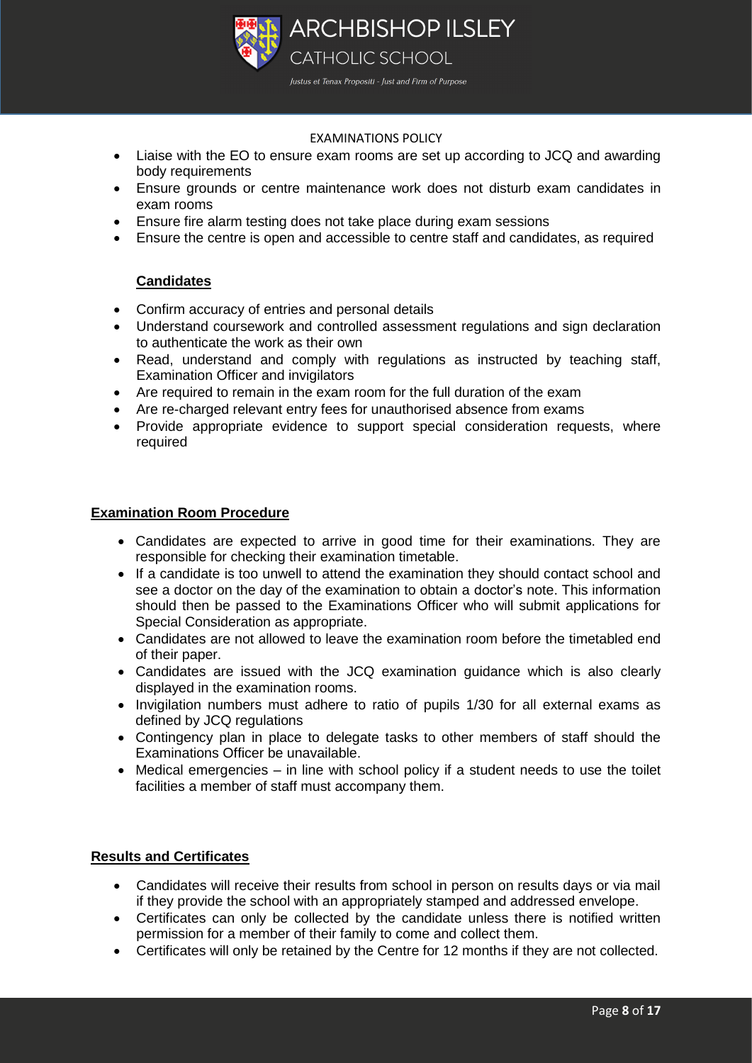- Liaise with the EO to ensure exam rooms are set up according to JCQ and awarding body requirements
- Ensure grounds or centre maintenance work does not disturb exam candidates in exam rooms
- Ensure fire alarm testing does not take place during exam sessions
- Ensure the centre is open and accessible to centre staff and candidates, as required

### Candidates

- Confirm accuracy of entries and personal details
- Understand coursework and controlled assessment regulations and sign declaration to authenticate the work as their own
- Read, understand and comply with regulations as instructed by teaching staff, Examination Officer and invigilators
- Are required to remain in the exam room for the full duration of the exam
- Are re-charged relevant entry fees for unauthorised absence from exams
- Provide appropriate evidence to support special consideration requests, where required

## Examination Room Procedure

- Candidates are expected to arrive in good time for their examinations. They are responsible for checking their examination timetable.
- If a candidate is too unwell to attend the examination they should contact school and see a doctor on the day of the examination to obtain a doctor's note. This information should then be passed to the Examinations Officer who will submit applications for Special Consideration as appropriate.
- Candidates are not allowed to leave the examination room before the timetabled end of their paper.
- Candidates are issued with the JCQ examination guidance which is also clearly displayed in the examination rooms.
- Invigilation numbers must adhere to ratio of pupils 1/30 for all external exams as defined by JCQ regulations
- Contingency plan in place to delegate tasks to other members of staff should the Examinations Officer be unavailable.
- Medical emergencies – in line with school policy if a student needs to use the toilet facilities a member of staff must accompany them.

## Results and Certificates

- Candidates will receive their results from school in person on results days or via mail if they provide the school with an appropriately stamped and addressed envelope.
- Certificates can only be collected by the candidate unless there is notified written permission for a member of their family to come and collect them.
- Certificates will only be retained by the Centre for 12 months if they are not collected.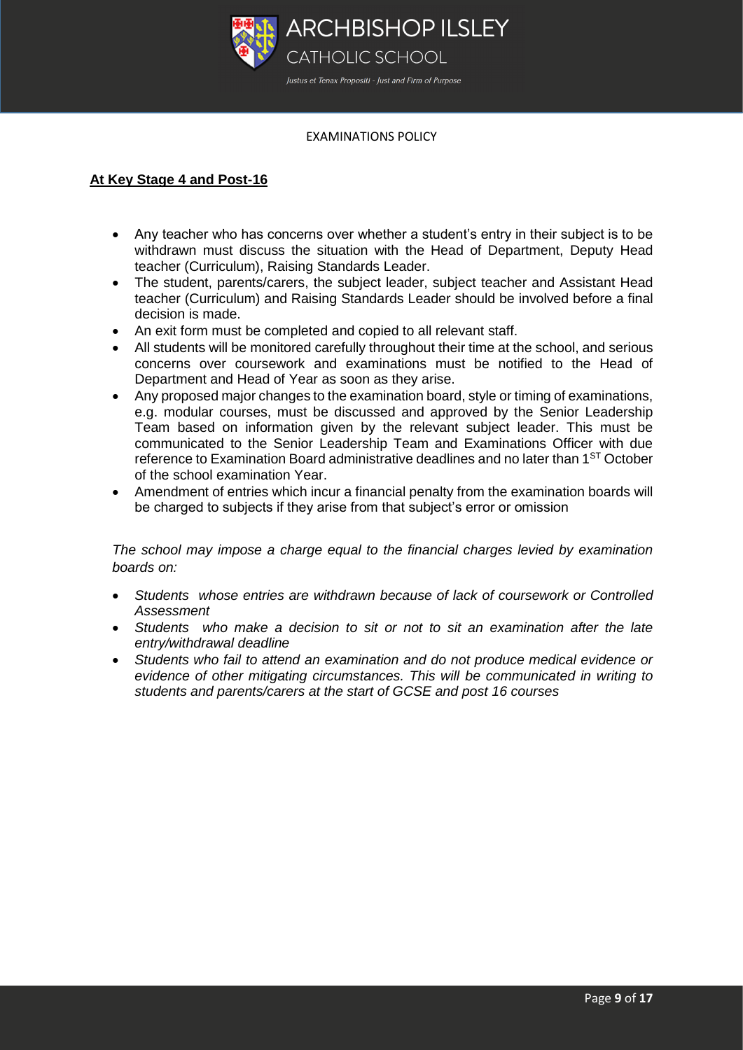## **At Key Stage 4 and Post-16**

- Any teacher who has concerns over whether a student's entry in their subject is to be withdrawn must discuss the situation with the Head of Department, Deputy Head teacher (Curriculum), Raising Standards Leader.
- The student, parents/carers, the subject leader, subject teacher and Assistant Head teacher (Curriculum) and Raising Standards Leader should be involved before a final decision is made.
- An exit form must be completed and copied to all relevant staff.
- All students will be monitored carefully throughout their time at the school, and serious concerns over coursework and examinations must be notified to the Head of Department and Head of Year as soon as they arise.
- Any proposed major changes to the examination board, style or timing of examinations, e.g. modular courses, must be discussed and approved by the Senior Leadership Team based on information given by the relevant subject leader. This must be communicated to the Senior Leadership Team and Examinations Officer with due reference to Examination Board administrative deadlines and no later than 1ST October of the school examination Year.
- Amendment of entries which incur a financial penalty from the examination boards will be charged to subjects if they arise from that subject's error or omission

*The school may impose a charge equal to the financial charges levied by examination boards on:*

- *Students whose entries are withdrawn because of lack of coursework or Controlled Assessment*
- *Students who make a decision to sit or not to sit an examination after the late entry/withdrawal deadline*
- *Students who fail to attend an examination and do not produce medical evidence or evidence of other mitigating circumstances. This will be communicated in writing to students and parents/carers at the start of GCSE and post 16 courses*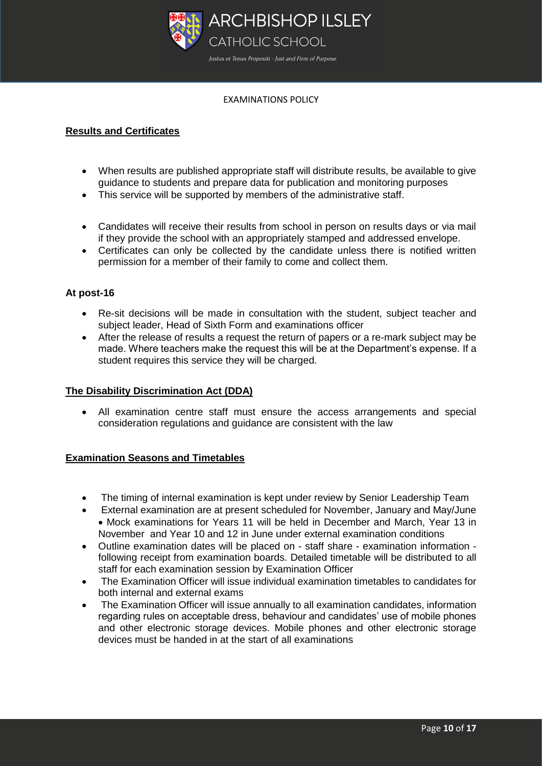## Results and Certificates

- When results are published appropriate staff will distribute results, be available to give guidance to students and prepare data for publication and monitoring purposes
- This service will be supported by members of the administrative staff.

- Candidates will receive their results from school in person on results days or via mail if they provide the school with an appropriately stamped and addressed envelope.
- Certificates can only be collected by the candidate unless there is notified written permission for a member of their family to come and collect them.

### At post-16

- Re-sit decisions will be made in consultation with the student, subject teacher and subject leader, Head of Sixth Form and examinations officer
- After the release of results a request the return of papers or a re-mark subject may be made. Where teachers make the request this will be at the Department's expense. If a student requires this service they will be charged.

## The Disability Discrimination Act (DDA)

- All examination centre staff must ensure the access arrangements and special consideration regulations and guidance are consistent with the law

## Examination Seasons and Timetables

- The timing of internal examination is kept under review by Senior Leadership Team
- External examination are at present scheduled for November, January and May/June
- Mock examinations for Years 11 will be held in December and March, Year 13 in November and Year 10 and 12 in June under external examination conditions
- Outline examination dates will be placed on - staff share - examination information - following receipt from examination boards. Detailed timetable will be distributed to all staff for each examination session by Examination Officer
- The Examination Officer will issue individual examination timetables to candidates for both internal and external exams
- The Examination Officer will issue annually to all examination candidates, information regarding rules on acceptable dress, behaviour and candidates' use of mobile phones and other electronic storage devices. Mobile phones and other electronic storage devices must be handed in at the start of all examinations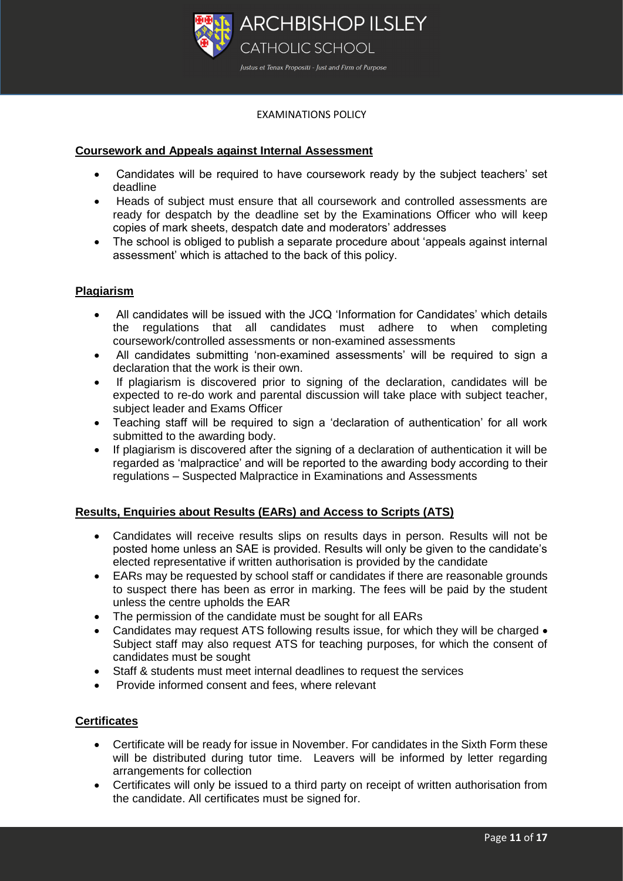EXAMINATIONS POLICY

## Coursework and Appeals against Internal Assessment

- Candidates will be required to have coursework ready by the subject teachers' set deadline
- Heads of subject must ensure that all coursework and controlled assessments are ready for despatch by the deadline set by the Examinations Officer who will keep copies of mark sheets, despatch date and moderators' addresses
- The school is obliged to publish a separate procedure about 'appeals against internal assessment' which is attached to the back of this policy.

## Plagiarism

- All candidates will be issued with the JCQ 'Information for Candidates' which details the regulations that all candidates must adhere to when completing coursework/controlled assessments or non-examined assessments
- All candidates submitting 'non-examined assessments' will be required to sign a declaration that the work is their own.
- If plagiarism is discovered prior to signing of the declaration, candidates will be expected to re-do work and parental discussion will take place with subject teacher, subject leader and Exams Officer
- Teaching staff will be required to sign a 'declaration of authentication' for all work submitted to the awarding body.
- If plagiarism is discovered after the signing of a declaration of authentication it will be regarded as 'malpractice' and will be reported to the awarding body according to their regulations – Suspected Malpractice in Examinations and Assessments

## Results, Enquiries about Results (EARs) and Access to Scripts (ATS)

- Candidates will receive results slips on results days in person. Results will not be posted home unless an SAE is provided. Results will only be given to the candidate's elected representative if written authorisation is provided by the candidate
- EARs may be requested by school staff or candidates if there are reasonable grounds to suspect there has been as error in marking. The fees will be paid by the student unless the centre upholds the EAR
- The permission of the candidate must be sought for all EARs
- Candidates may request ATS following results issue, for which they will be charged • Subject staff may also request ATS for teaching purposes, for which the consent of candidates must be sought
- Staff & students must meet internal deadlines to request the services
- Provide informed consent and fees, where relevant

## Certificates

- Certificate will be ready for issue in November. For candidates in the Sixth Form these will be distributed during tutor time. Leavers will be informed by letter regarding arrangements for collection
- Certificates will only be issued to a third party on receipt of written authorisation from the candidate. All certificates must be signed for.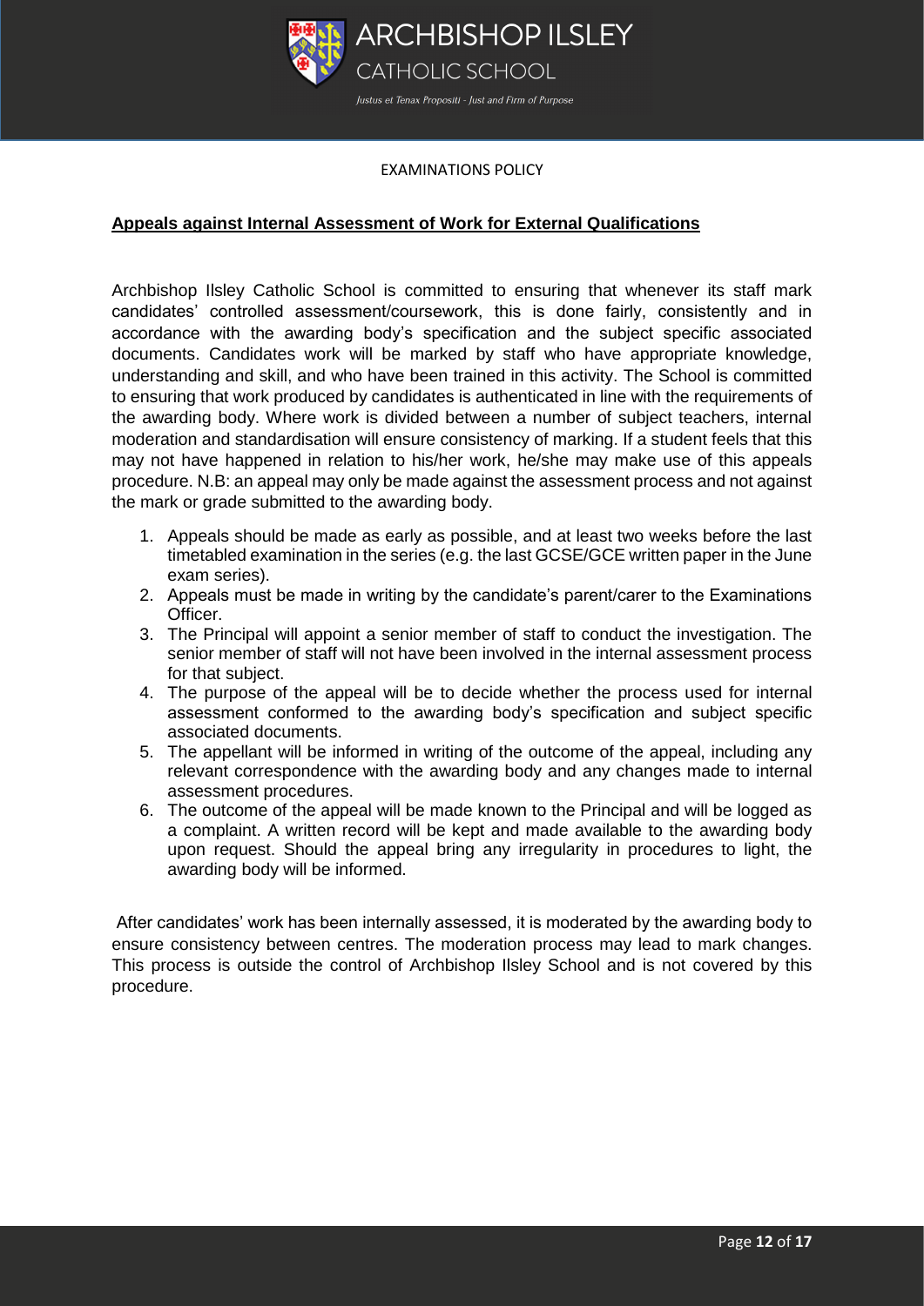EXAMINATIONS POLICY

## Appeals against Internal Assessment of Work for External Qualifications

Archbishop Ilsley Catholic School is committed to ensuring that whenever its staff mark candidates' controlled assessment/coursework, this is done fairly, consistently and in accordance with the awarding body's specification and the subject specific associated documents. Candidates work will be marked by staff who have appropriate knowledge, understanding and skill, and who have been trained in this activity. The School is committed to ensuring that work produced by candidates is authenticated in line with the requirements of the awarding body. Where work is divided between a number of subject teachers, internal moderation and standardisation will ensure consistency of marking. If a student feels that this may not have happened in relation to his/her work, he/she may make use of this appeals procedure. N.B: an appeal may only be made against the assessment process and not against the mark or grade submitted to the awarding body.

1. Appeals should be made as early as possible, and at least two weeks before the last timetabled examination in the series (e.g. the last GCSE/GCE written paper in the June exam series).
2. Appeals must be made in writing by the candidate's parent/carer to the Examinations Officer.
3. The Principal will appoint a senior member of staff to conduct the investigation. The senior member of staff will not have been involved in the internal assessment process for that subject.
4. The purpose of the appeal will be to decide whether the process used for internal assessment conformed to the awarding body's specification and subject specific associated documents.
5. The appellant will be informed in writing of the outcome of the appeal, including any relevant correspondence with the awarding body and any changes made to internal assessment procedures.
6. The outcome of the appeal will be made known to the Principal and will be logged as a complaint. A written record will be kept and made available to the awarding body upon request. Should the appeal bring any irregularity in procedures to light, the awarding body will be informed.

After candidates' work has been internally assessed, it is moderated by the awarding body to ensure consistency between centres. The moderation process may lead to mark changes. This process is outside the control of Archbishop Ilsley School and is not covered by this procedure.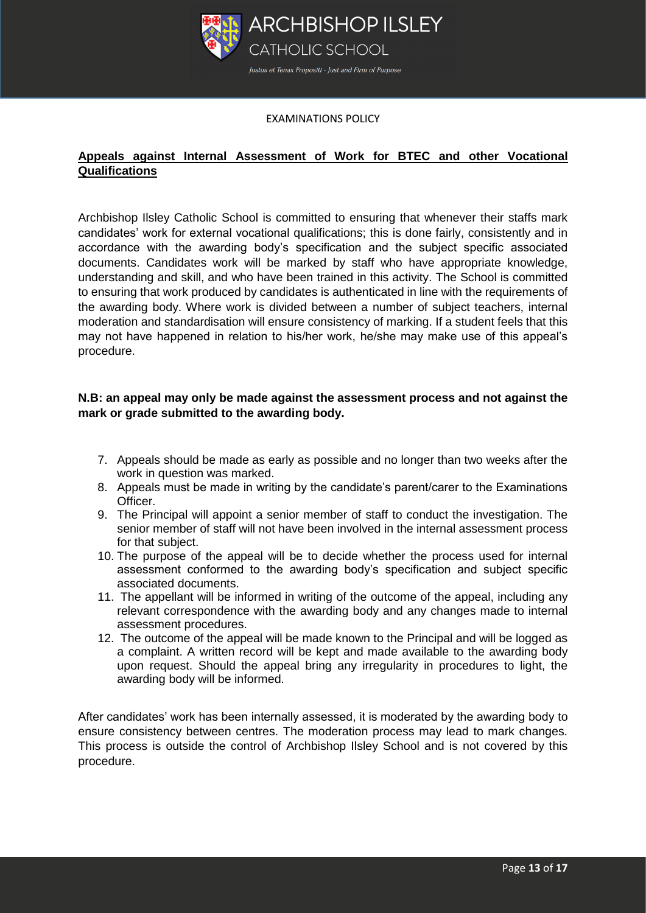## Appeals against Internal Assessment of Work for BTEC and other Vocational Qualifications

Archbishop Ilsley Catholic School is committed to ensuring that whenever their staffs mark candidates' work for external vocational qualifications; this is done fairly, consistently and in accordance with the awarding body's specification and the subject specific associated documents. Candidates work will be marked by staff who have appropriate knowledge, understanding and skill, and who have been trained in this activity. The School is committed to ensuring that work produced by candidates is authenticated in line with the requirements of the awarding body. Where work is divided between a number of subject teachers, internal moderation and standardisation will ensure consistency of marking. If a student feels that this may not have happened in relation to his/her work, he/she may make use of this appeal's procedure.

**N.B: an appeal may only be made against the assessment process and not against the mark or grade submitted to the awarding body.**

7. Appeals should be made as early as possible and no longer than two weeks after the work in question was marked.
8. Appeals must be made in writing by the candidate's parent/carer to the Examinations Officer.
9. The Principal will appoint a senior member of staff to conduct the investigation. The senior member of staff will not have been involved in the internal assessment process for that subject.
10. The purpose of the appeal will be to decide whether the process used for internal assessment conformed to the awarding body's specification and subject specific associated documents.
11. The appellant will be informed in writing of the outcome of the appeal, including any relevant correspondence with the awarding body and any changes made to internal assessment procedures.
12. The outcome of the appeal will be made known to the Principal and will be logged as a complaint. A written record will be kept and made available to the awarding body upon request. Should the appeal bring any irregularity in procedures to light, the awarding body will be informed.

After candidates' work has been internally assessed, it is moderated by the awarding body to ensure consistency between centres. The moderation process may lead to mark changes. This process is outside the control of Archbishop Ilsley School and is not covered by this procedure.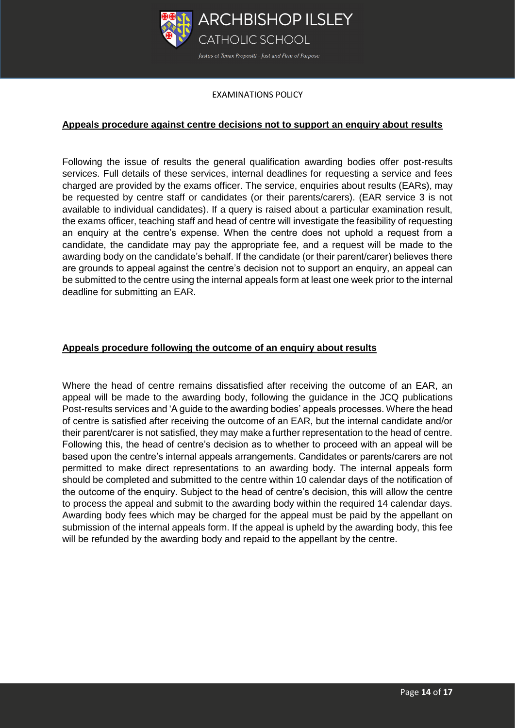## Appeals procedure against centre decisions not to support an enquiry about results

Following the issue of results the general qualification awarding bodies offer post-results services. Full details of these services, internal deadlines for requesting a service and fees charged are provided by the exams officer. The service, enquiries about results (EARs), may be requested by centre staff or candidates (or their parents/carers). (EAR service 3 is not available to individual candidates). If a query is raised about a particular examination result, the exams officer, teaching staff and head of centre will investigate the feasibility of requesting an enquiry at the centre's expense. When the centre does not uphold a request from a candidate, the candidate may pay the appropriate fee, and a request will be made to the awarding body on the candidate's behalf. If the candidate (or their parent/carer) believes there are grounds to appeal against the centre's decision not to support an enquiry, an appeal can be submitted to the centre using the internal appeals form at least one week prior to the internal deadline for submitting an EAR.

## Appeals procedure following the outcome of an enquiry about results

Where the head of centre remains dissatisfied after receiving the outcome of an EAR, an appeal will be made to the awarding body, following the guidance in the JCQ publications Post-results services and 'A guide to the awarding bodies' appeals processes. Where the head of centre is satisfied after receiving the outcome of an EAR, but the internal candidate and/or their parent/carer is not satisfied, they may make a further representation to the head of centre. Following this, the head of centre's decision as to whether to proceed with an appeal will be based upon the centre's internal appeals arrangements. Candidates or parents/carers are not permitted to make direct representations to an awarding body. The internal appeals form should be completed and submitted to the centre within 10 calendar days of the notification of the outcome of the enquiry. Subject to the head of centre's decision, this will allow the centre to process the appeal and submit to the awarding body within the required 14 calendar days. Awarding body fees which may be charged for the appeal must be paid by the appellant on submission of the internal appeals form. If the appeal is upheld by the awarding body, this fee will be refunded by the awarding body and repaid to the appellant by the centre.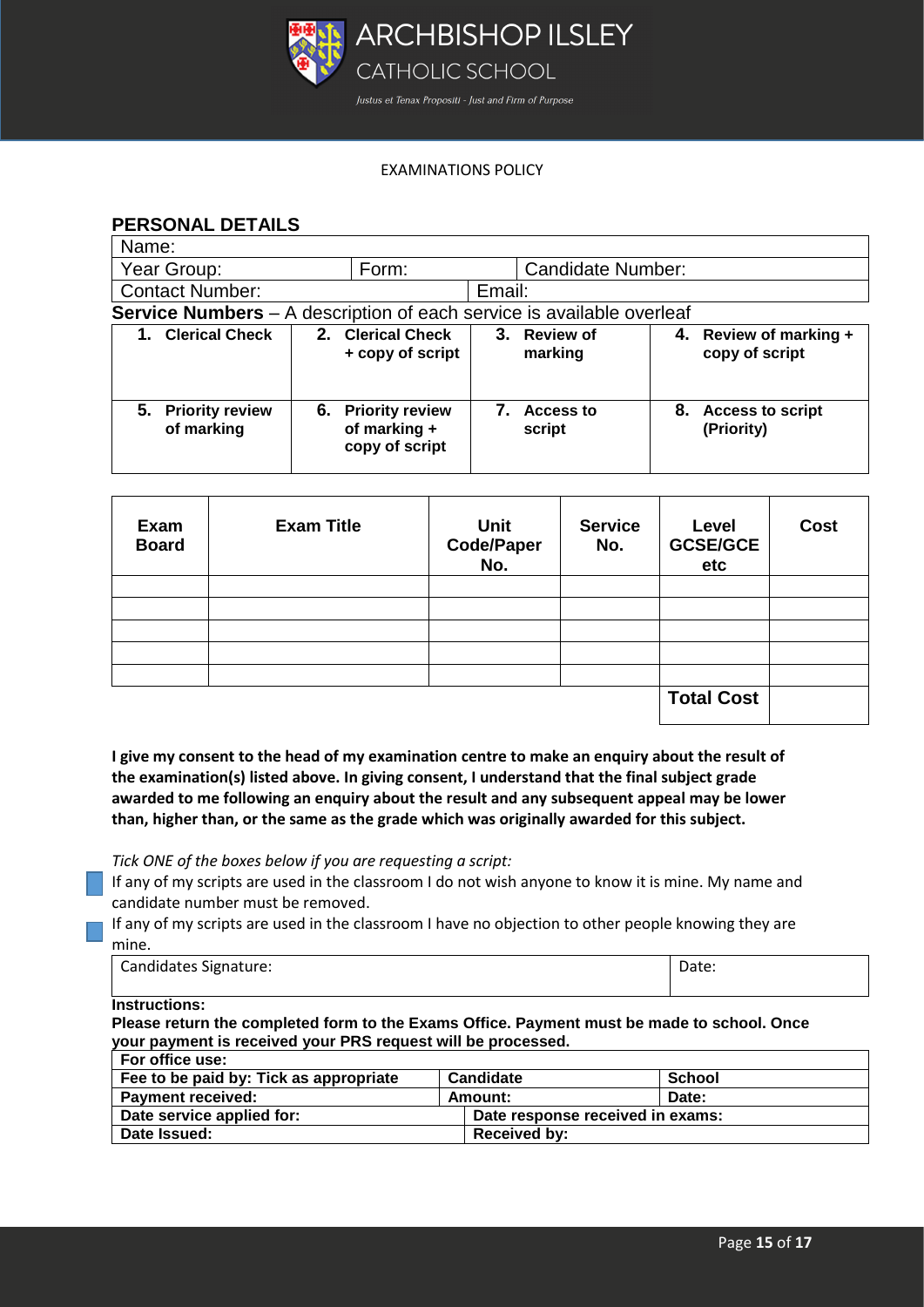EXAMINATIONS POLICY

## PERSONAL DETAILS

| Name: | | |
|---|---|---|
| Year Group: | Form: | Candidate Number: |
| Contact Number: | Email: | |

**Service Numbers** – A description of each service is available overleaf

| | | | |
|---|---|---|---|
| **1. Clerical Check** | **2. Clerical Check + copy of script** | **3. Review of marking** | **4. Review of marking + copy of script** |
| **5. Priority review of marking** | **6. Priority review of marking + copy of script** | **7. Access to script** | **8. Access to script (Priority)** |

| Exam Board | Exam Title | Unit Code/Paper No. | Service No. | Level GCSE/GCE etc | Cost |
|---|---|---|---|---|---|
| | | | | | |
| | | | | | |
| | | | | | |
| | | | | | |
| | | | | | |
| | | | | **Total Cost** | |

**I give my consent to the head of my examination centre to make an enquiry about the result of the examination(s) listed above. In giving consent, I understand that the final subject grade awarded to me following an enquiry about the result and any subsequent appeal may be lower than, higher than, or the same as the grade which was originally awarded for this subject.**

*Tick ONE of the boxes below if you are requesting a script:*

- ☐ If any of my scripts are used in the classroom I do not wish anyone to know it is mine. My name and candidate number must be removed.
- ☐ If any of my scripts are used in the classroom I have no objection to other people knowing they are mine.

| Candidates Signature: | Date: |
|---|---|

**Instructions:**
**Please return the completed form to the Exams Office. Payment must be made to school. Once your payment is received your PRS request will be processed.**

| **For office use:** | | |
|---|---|---|
| **Fee to be paid by: Tick as appropriate** | **Candidate** | **School** |
| **Payment received:** | **Amount:** | **Date:** |
| **Date service applied for:** | **Date response received in exams:** | |
| **Date Issued:** | **Received by:** | |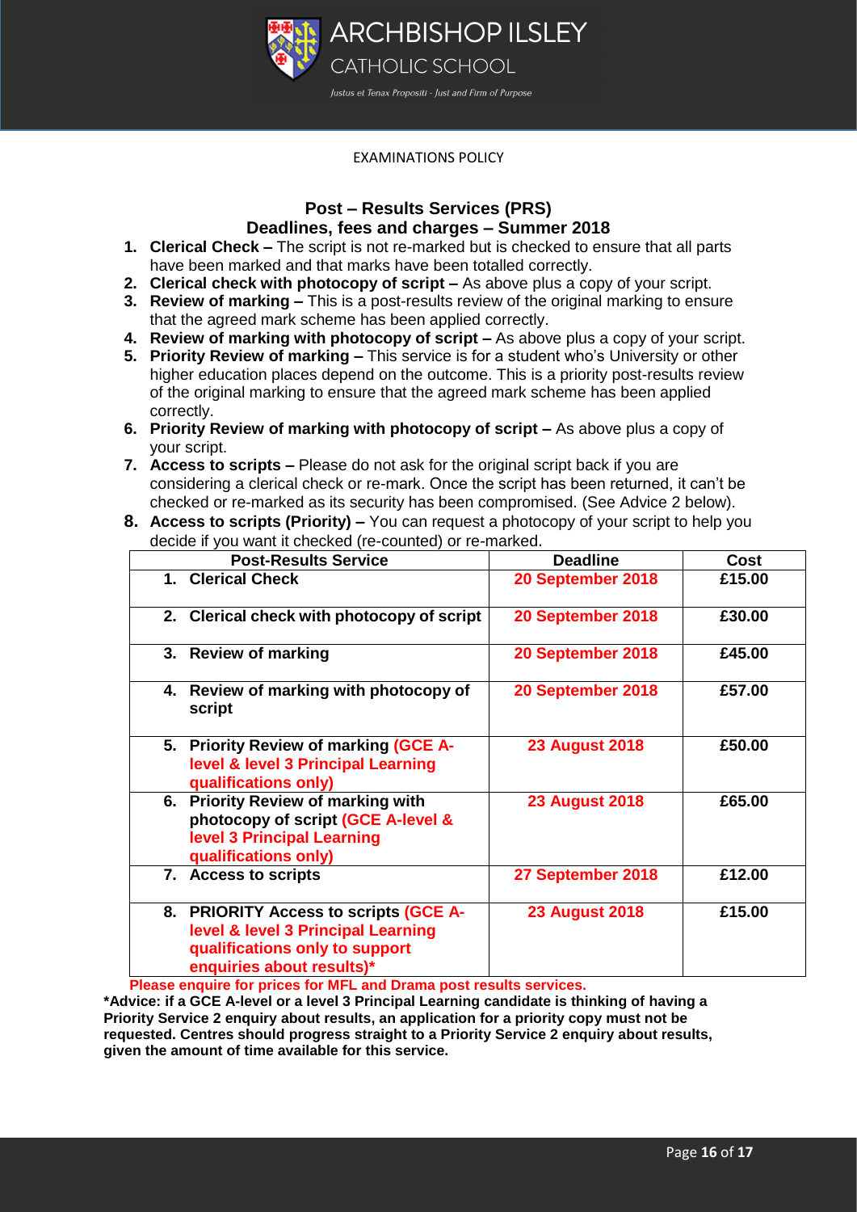EXAMINATIONS POLICY

## Post – Results Services (PRS)
## Deadlines, fees and charges – Summer 2018

1. **Clerical Check –** The script is not re-marked but is checked to ensure that all parts have been marked and that marks have been totalled correctly.
2. **Clerical check with photocopy of script –** As above plus a copy of your script.
3. **Review of marking –** This is a post-results review of the original marking to ensure that the agreed mark scheme has been applied correctly.
4. **Review of marking with photocopy of script –** As above plus a copy of your script.
5. **Priority Review of marking –** This service is for a student who's University or other higher education places depend on the outcome. This is a priority post-results review of the original marking to ensure that the agreed mark scheme has been applied correctly.
6. **Priority Review of marking with photocopy of script –** As above plus a copy of your script.
7. **Access to scripts –** Please do not ask for the original script back if you are considering a clerical check or re-mark. Once the script has been returned, it can't be checked or re-marked as its security has been compromised. (See Advice 2 below).
8. **Access to scripts (Priority) –** You can request a photocopy of your script to help you decide if you want it checked (re-counted) or re-marked.

| Post-Results Service | Deadline | Cost |
|---|---|---|
| **1. Clerical Check** | **20 September 2018** | **£15.00** |
| **2. Clerical check with photocopy of script** | **20 September 2018** | **£30.00** |
| **3. Review of marking** | **20 September 2018** | **£45.00** |
| **4. Review of marking with photocopy of script** | **20 September 2018** | **£57.00** |
| **5. Priority Review of marking (GCE A-level & level 3 Principal Learning qualifications only)** | **23 August 2018** | **£50.00** |
| **6. Priority Review of marking with photocopy of script (GCE A-level & level 3 Principal Learning qualifications only)** | **23 August 2018** | **£65.00** |
| **7. Access to scripts** | **27 September 2018** | **£12.00** |
| **8. PRIORITY Access to scripts (GCE A-level & level 3 Principal Learning qualifications only to support enquiries about results)*** | **23 August 2018** | **£15.00** |

**Please enquire for prices for MFL and Drama post results services.**

**\*Advice: if a GCE A-level or a level 3 Principal Learning candidate is thinking of having a Priority Service 2 enquiry about results, an application for a priority copy must not be requested. Centres should progress straight to a Priority Service 2 enquiry about results, given the amount of time available for this service.**